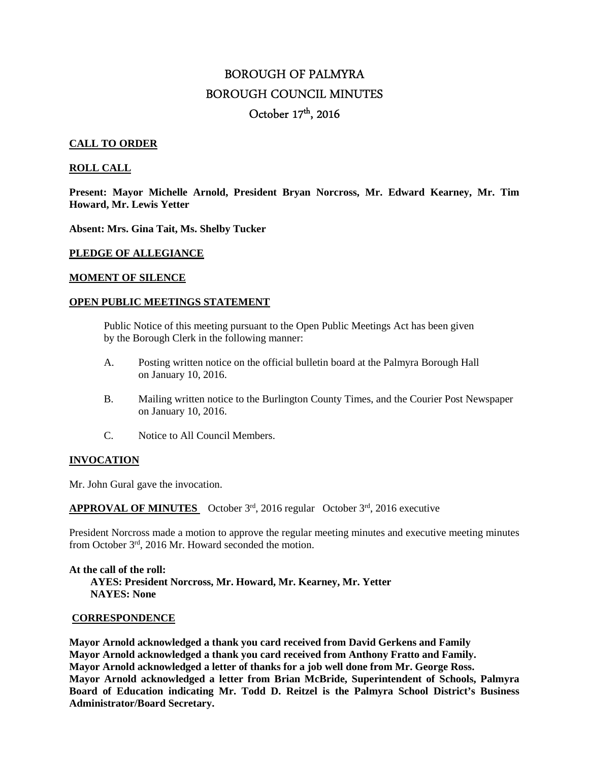# BOROUGH OF PALMYRA
# BOROUGH COUNCIL MINUTES
## October 17th, 2016

**CALL TO ORDER**

**ROLL CALL**

**Present: Mayor Michelle Arnold, President Bryan Norcross, Mr. Edward Kearney, Mr. Tim Howard, Mr. Lewis Yetter**

**Absent: Mrs. Gina Tait, Ms. Shelby Tucker**

**PLEDGE OF ALLEGIANCE**

**MOMENT OF SILENCE**

**OPEN PUBLIC MEETINGS STATEMENT**

Public Notice of this meeting pursuant to the Open Public Meetings Act has been given by the Borough Clerk in the following manner:

A. Posting written notice on the official bulletin board at the Palmyra Borough Hall on January 10, 2016.

B. Mailing written notice to the Burlington County Times, and the Courier Post Newspaper on January 10, 2016.

C. Notice to All Council Members.

**INVOCATION**

Mr. John Gural gave the invocation.

**APPROVAL OF MINUTES** October 3rd, 2016 regular October 3rd, 2016 executive

President Norcross made a motion to approve the regular meeting minutes and executive meeting minutes from October 3rd, 2016 Mr. Howard seconded the motion.

**At the call of the roll:**
**AYES: President Norcross, Mr. Howard, Mr. Kearney, Mr. Yetter**
**NAYES: None**

**CORRESPONDENCE**

**Mayor Arnold acknowledged a thank you card received from David Gerkens and Family**
**Mayor Arnold acknowledged a thank you card received from Anthony Fratto and Family.**
**Mayor Arnold acknowledged a letter of thanks for a job well done from Mr. George Ross.**
**Mayor Arnold acknowledged a letter from Brian McBride, Superintendent of Schools, Palmyra Board of Education indicating Mr. Todd D. Reitzel is the Palmyra School District's Business Administrator/Board Secretary.**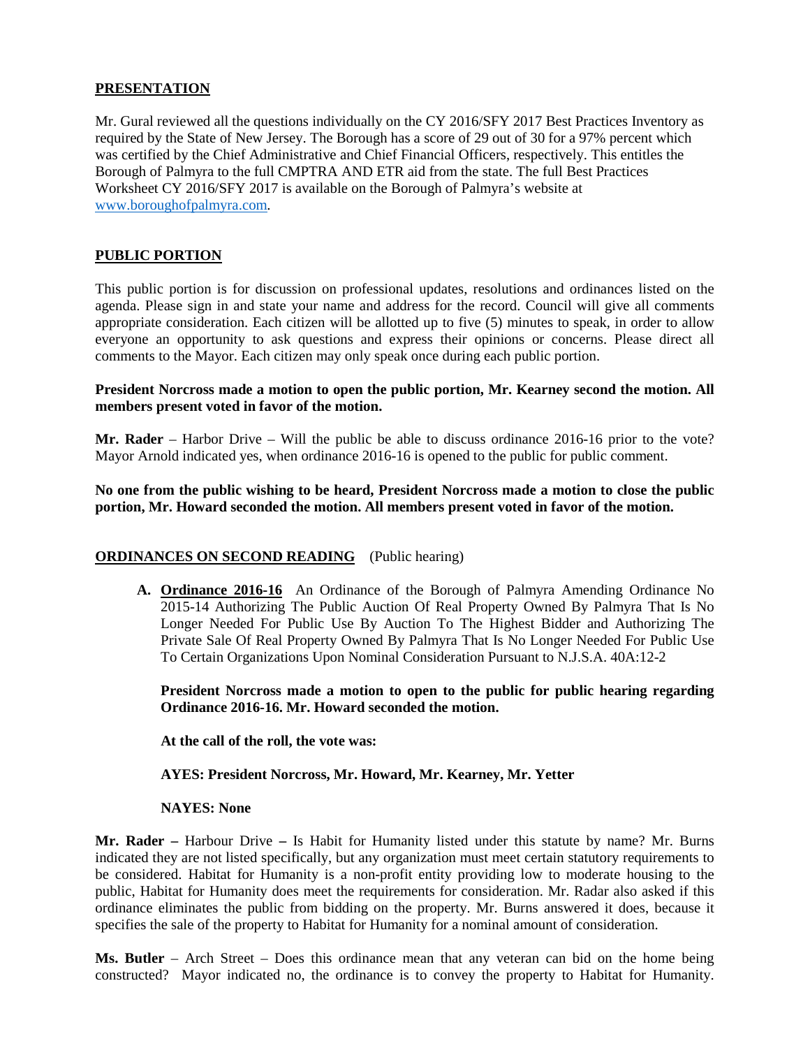**PRESENTATION**

Mr. Gural reviewed all the questions individually on the CY 2016/SFY 2017 Best Practices Inventory as required by the State of New Jersey. The Borough has a score of 29 out of 30 for a 97% percent which was certified by the Chief Administrative and Chief Financial Officers, respectively. This entitles the Borough of Palmyra to the full CMPTRA AND ETR aid from the state. The full Best Practices Worksheet CY 2016/SFY 2017 is available on the Borough of Palmyra's website at www.boroughofpalmyra.com.

**PUBLIC PORTION**

This public portion is for discussion on professional updates, resolutions and ordinances listed on the agenda. Please sign in and state your name and address for the record. Council will give all comments appropriate consideration. Each citizen will be allotted up to five (5) minutes to speak, in order to allow everyone an opportunity to ask questions and express their opinions or concerns. Please direct all comments to the Mayor. Each citizen may only speak once during each public portion.

**President Norcross made a motion to open the public portion, Mr. Kearney second the motion. All members present voted in favor of the motion.**

**Mr. Rader** – Harbor Drive – Will the public be able to discuss ordinance 2016-16 prior to the vote? Mayor Arnold indicated yes, when ordinance 2016-16 is opened to the public for public comment.

**No one from the public wishing to be heard, President Norcross made a motion to close the public portion, Mr. Howard seconded the motion. All members present voted in favor of the motion.**

**ORDINANCES ON SECOND READING** (Public hearing)

**A. Ordinance 2016-16** An Ordinance of the Borough of Palmyra Amending Ordinance No 2015-14 Authorizing The Public Auction Of Real Property Owned By Palmyra That Is No Longer Needed For Public Use By Auction To The Highest Bidder and Authorizing The Private Sale Of Real Property Owned By Palmyra That Is No Longer Needed For Public Use To Certain Organizations Upon Nominal Consideration Pursuant to N.J.S.A. 40A:12-2

**President Norcross made a motion to open to the public for public hearing regarding Ordinance 2016-16. Mr. Howard seconded the motion.**

**At the call of the roll, the vote was:**

**AYES: President Norcross, Mr. Howard, Mr. Kearney, Mr. Yetter**

**NAYES: None**

**Mr. Rader –** Harbour Drive **–** Is Habit for Humanity listed under this statute by name? Mr. Burns indicated they are not listed specifically, but any organization must meet certain statutory requirements to be considered. Habitat for Humanity is a non-profit entity providing low to moderate housing to the public, Habitat for Humanity does meet the requirements for consideration. Mr. Radar also asked if this ordinance eliminates the public from bidding on the property. Mr. Burns answered it does, because it specifies the sale of the property to Habitat for Humanity for a nominal amount of consideration.

**Ms. Butler** – Arch Street – Does this ordinance mean that any veteran can bid on the home being constructed? Mayor indicated no, the ordinance is to convey the property to Habitat for Humanity.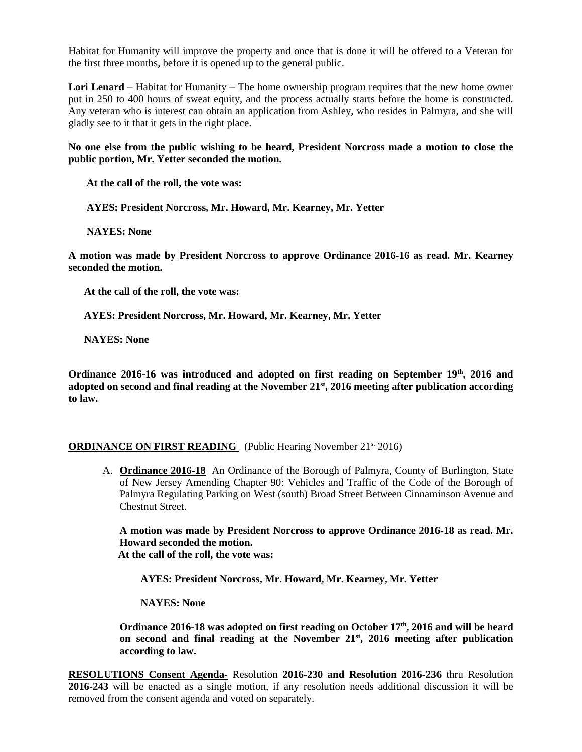Habitat for Humanity will improve the property and once that is done it will be offered to a Veteran for the first three months, before it is opened up to the general public.

**Lori Lenard** – Habitat for Humanity – The home ownership program requires that the new home owner put in 250 to 400 hours of sweat equity, and the process actually starts before the home is constructed. Any veteran who is interest can obtain an application from Ashley, who resides in Palmyra, and she will gladly see to it that it gets in the right place.

**No one else from the public wishing to be heard, President Norcross made a motion to close the public portion, Mr. Yetter seconded the motion.**

**At the call of the roll, the vote was:**

**AYES: President Norcross, Mr. Howard, Mr. Kearney, Mr. Yetter**

**NAYES: None**

**A motion was made by President Norcross to approve Ordinance 2016-16 as read. Mr. Kearney seconded the motion.**

**At the call of the roll, the vote was:**

**AYES: President Norcross, Mr. Howard, Mr. Kearney, Mr. Yetter**

**NAYES: None**

**Ordinance 2016-16 was introduced and adopted on first reading on September 19th, 2016 and adopted on second and final reading at the November 21st, 2016 meeting after publication according to law.**

**ORDINANCE ON FIRST READING** (Public Hearing November 21st 2016)

A. **Ordinance 2016-18** An Ordinance of the Borough of Palmyra, County of Burlington, State of New Jersey Amending Chapter 90: Vehicles and Traffic of the Code of the Borough of Palmyra Regulating Parking on West (south) Broad Street Between Cinnaminson Avenue and Chestnut Street.

   **A motion was made by President Norcross to approve Ordinance 2016-18 as read. Mr. Howard seconded the motion.**
   **At the call of the roll, the vote was:**

   **AYES: President Norcross, Mr. Howard, Mr. Kearney, Mr. Yetter**

   **NAYES: None**

   **Ordinance 2016-18 was adopted on first reading on October 17th, 2016 and will be heard on second and final reading at the November 21st, 2016 meeting after publication according to law.**

**RESOLUTIONS Consent Agenda-** Resolution **2016-230 and Resolution 2016-236** thru Resolution **2016-243** will be enacted as a single motion, if any resolution needs additional discussion it will be removed from the consent agenda and voted on separately.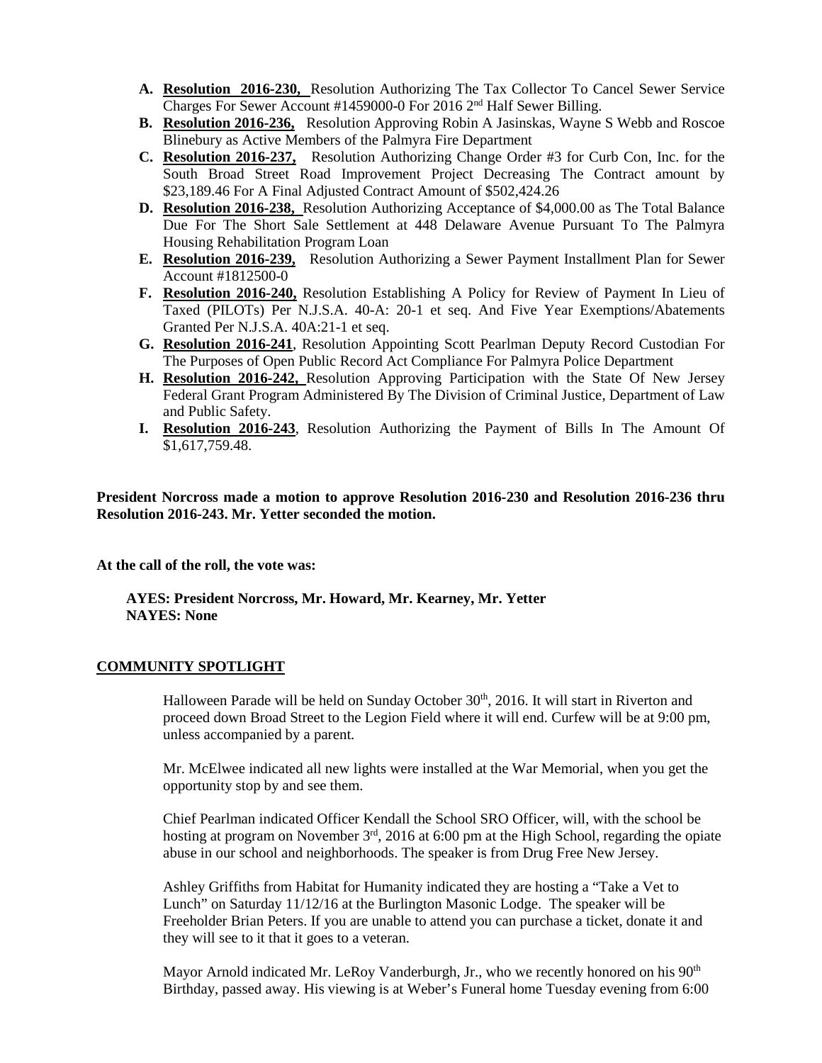A. **Resolution 2016-230,** Resolution Authorizing The Tax Collector To Cancel Sewer Service Charges For Sewer Account #1459000-0 For 2016 2nd Half Sewer Billing.
B. **Resolution 2016-236,** Resolution Approving Robin A Jasinskas, Wayne S Webb and Roscoe Blinebury as Active Members of the Palmyra Fire Department
C. **Resolution 2016-237,** Resolution Authorizing Change Order #3 for Curb Con, Inc. for the South Broad Street Road Improvement Project Decreasing The Contract amount by $23,189.46 For A Final Adjusted Contract Amount of $502,424.26
D. **Resolution 2016-238,** Resolution Authorizing Acceptance of $4,000.00 as The Total Balance Due For The Short Sale Settlement at 448 Delaware Avenue Pursuant To The Palmyra Housing Rehabilitation Program Loan
E. **Resolution 2016-239,** Resolution Authorizing a Sewer Payment Installment Plan for Sewer Account #1812500-0
F. **Resolution 2016-240,** Resolution Establishing A Policy for Review of Payment In Lieu of Taxed (PILOTs) Per N.J.S.A. 40-A: 20-1 et seq. And Five Year Exemptions/Abatements Granted Per N.J.S.A. 40A:21-1 et seq.
G. **Resolution 2016-241**, Resolution Appointing Scott Pearlman Deputy Record Custodian For The Purposes of Open Public Record Act Compliance For Palmyra Police Department
H. **Resolution 2016-242,** Resolution Approving Participation with the State Of New Jersey Federal Grant Program Administered By The Division of Criminal Justice, Department of Law and Public Safety.
I. **Resolution 2016-243**, Resolution Authorizing the Payment of Bills In The Amount Of $1,617,759.48.

**President Norcross made a motion to approve Resolution 2016-230 and Resolution 2016-236 thru Resolution 2016-243. Mr. Yetter seconded the motion.**

**At the call of the roll, the vote was:**

**AYES: President Norcross, Mr. Howard, Mr. Kearney, Mr. Yetter**
**NAYES: None**

## COMMUNITY SPOTLIGHT

Halloween Parade will be held on Sunday October 30th, 2016. It will start in Riverton and proceed down Broad Street to the Legion Field where it will end. Curfew will be at 9:00 pm, unless accompanied by a parent.

Mr. McElwee indicated all new lights were installed at the War Memorial, when you get the opportunity stop by and see them.

Chief Pearlman indicated Officer Kendall the School SRO Officer, will, with the school be hosting at program on November 3rd, 2016 at 6:00 pm at the High School, regarding the opiate abuse in our school and neighborhoods. The speaker is from Drug Free New Jersey.

Ashley Griffiths from Habitat for Humanity indicated they are hosting a "Take a Vet to Lunch" on Saturday 11/12/16 at the Burlington Masonic Lodge. The speaker will be Freeholder Brian Peters. If you are unable to attend you can purchase a ticket, donate it and they will see to it that it goes to a veteran.

Mayor Arnold indicated Mr. LeRoy Vanderburgh, Jr., who we recently honored on his 90th Birthday, passed away. His viewing is at Weber's Funeral home Tuesday evening from 6:00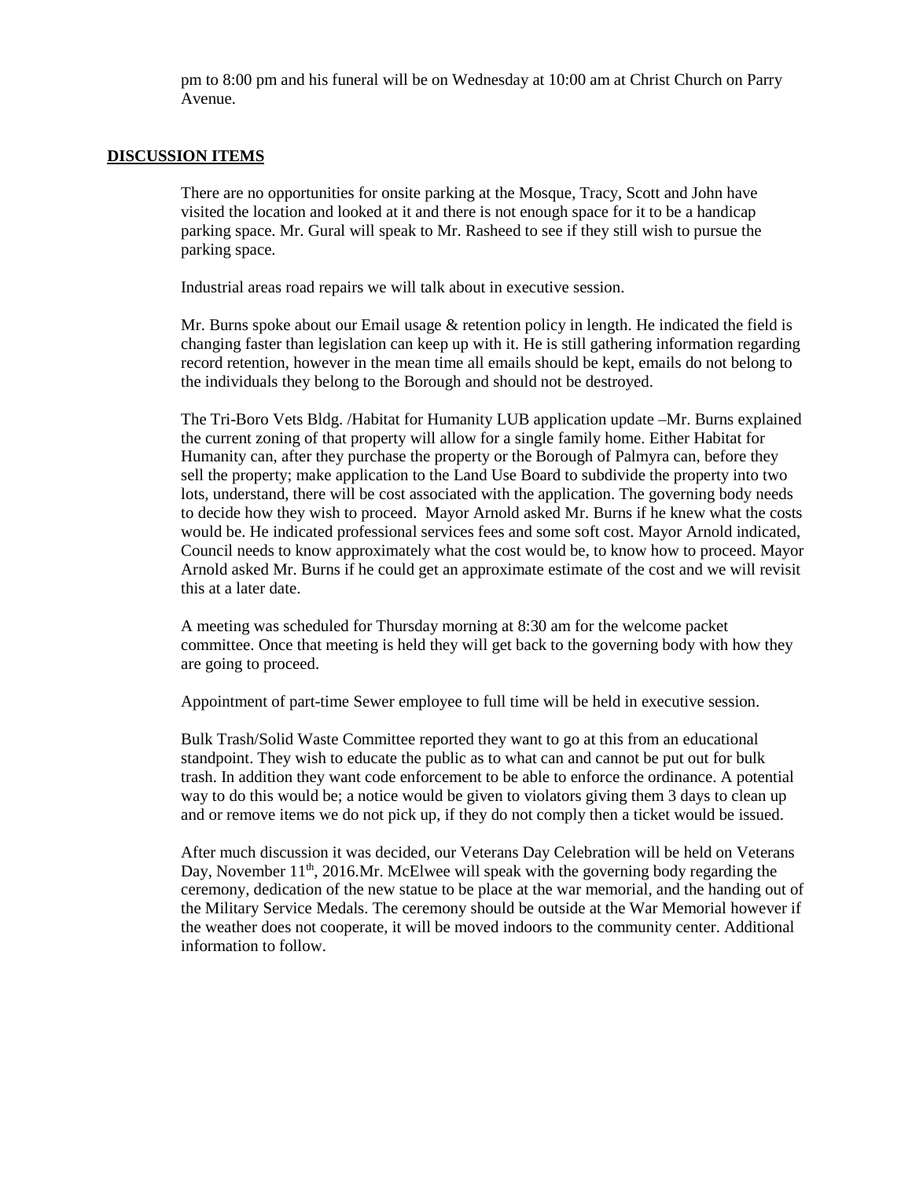pm to 8:00 pm and his funeral will be on Wednesday at 10:00 am at Christ Church on Parry Avenue.

## DISCUSSION ITEMS

There are no opportunities for onsite parking at the Mosque, Tracy, Scott and John have visited the location and looked at it and there is not enough space for it to be a handicap parking space. Mr. Gural will speak to Mr. Rasheed to see if they still wish to pursue the parking space.

Industrial areas road repairs we will talk about in executive session.

Mr. Burns spoke about our Email usage & retention policy in length. He indicated the field is changing faster than legislation can keep up with it. He is still gathering information regarding record retention, however in the mean time all emails should be kept, emails do not belong to the individuals they belong to the Borough and should not be destroyed.

The Tri-Boro Vets Bldg. /Habitat for Humanity LUB application update –Mr. Burns explained the current zoning of that property will allow for a single family home. Either Habitat for Humanity can, after they purchase the property or the Borough of Palmyra can, before they sell the property; make application to the Land Use Board to subdivide the property into two lots, understand, there will be cost associated with the application. The governing body needs to decide how they wish to proceed. Mayor Arnold asked Mr. Burns if he knew what the costs would be. He indicated professional services fees and some soft cost. Mayor Arnold indicated, Council needs to know approximately what the cost would be, to know how to proceed. Mayor Arnold asked Mr. Burns if he could get an approximate estimate of the cost and we will revisit this at a later date.

A meeting was scheduled for Thursday morning at 8:30 am for the welcome packet committee. Once that meeting is held they will get back to the governing body with how they are going to proceed.

Appointment of part-time Sewer employee to full time will be held in executive session.

Bulk Trash/Solid Waste Committee reported they want to go at this from an educational standpoint. They wish to educate the public as to what can and cannot be put out for bulk trash. In addition they want code enforcement to be able to enforce the ordinance. A potential way to do this would be; a notice would be given to violators giving them 3 days to clean up and or remove items we do not pick up, if they do not comply then a ticket would be issued.

After much discussion it was decided, our Veterans Day Celebration will be held on Veterans Day, November 11th, 2016.Mr. McElwee will speak with the governing body regarding the ceremony, dedication of the new statue to be place at the war memorial, and the handing out of the Military Service Medals. The ceremony should be outside at the War Memorial however if the weather does not cooperate, it will be moved indoors to the community center. Additional information to follow.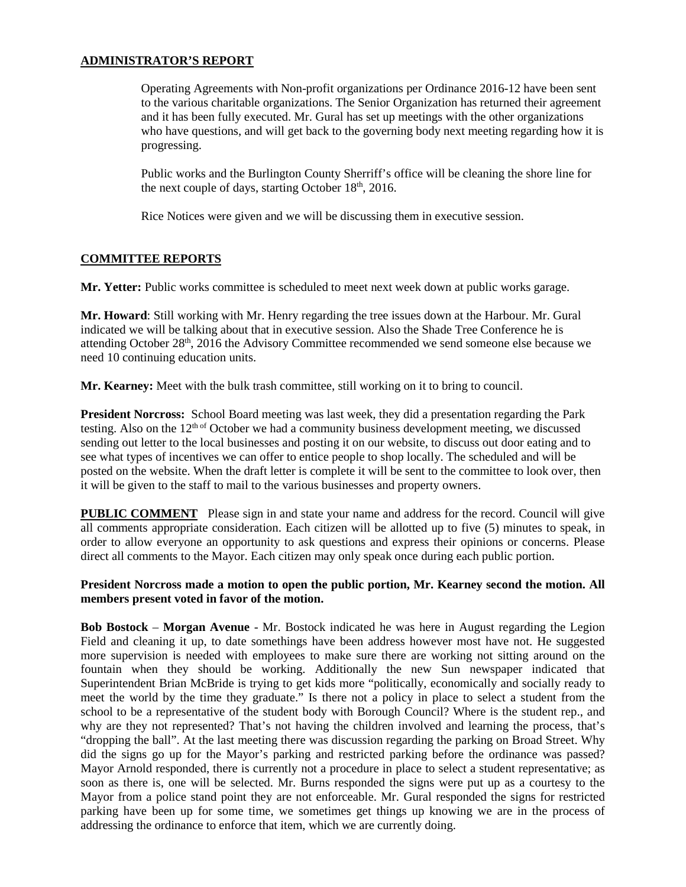## ADMINISTRATOR'S REPORT

Operating Agreements with Non-profit organizations per Ordinance 2016-12 have been sent to the various charitable organizations. The Senior Organization has returned their agreement and it has been fully executed. Mr. Gural has set up meetings with the other organizations who have questions, and will get back to the governing body next meeting regarding how it is progressing.

Public works and the Burlington County Sherriff's office will be cleaning the shore line for the next couple of days, starting October 18th, 2016.

Rice Notices were given and we will be discussing them in executive session.

## COMMITTEE REPORTS

**Mr. Yetter:** Public works committee is scheduled to meet next week down at public works garage.

**Mr. Howard**: Still working with Mr. Henry regarding the tree issues down at the Harbour. Mr. Gural indicated we will be talking about that in executive session. Also the Shade Tree Conference he is attending October 28th, 2016 the Advisory Committee recommended we send someone else because we need 10 continuing education units.

**Mr. Kearney:** Meet with the bulk trash committee, still working on it to bring to council.

**President Norcross:** School Board meeting was last week, they did a presentation regarding the Park testing. Also on the 12th of October we had a community business development meeting, we discussed sending out letter to the local businesses and posting it on our website, to discuss out door eating and to see what types of incentives we can offer to entice people to shop locally. The scheduled and will be posted on the website. When the draft letter is complete it will be sent to the committee to look over, then it will be given to the staff to mail to the various businesses and property owners.

**PUBLIC COMMENT** Please sign in and state your name and address for the record. Council will give all comments appropriate consideration. Each citizen will be allotted up to five (5) minutes to speak, in order to allow everyone an opportunity to ask questions and express their opinions or concerns. Please direct all comments to the Mayor. Each citizen may only speak once during each public portion.

**President Norcross made a motion to open the public portion, Mr. Kearney second the motion. All members present voted in favor of the motion.**

**Bob Bostock** – **Morgan Avenue** - Mr. Bostock indicated he was here in August regarding the Legion Field and cleaning it up, to date somethings have been address however most have not. He suggested more supervision is needed with employees to make sure there are working not sitting around on the fountain when they should be working. Additionally the new Sun newspaper indicated that Superintendent Brian McBride is trying to get kids more "politically, economically and socially ready to meet the world by the time they graduate." Is there not a policy in place to select a student from the school to be a representative of the student body with Borough Council? Where is the student rep., and why are they not represented? That's not having the children involved and learning the process, that's "dropping the ball". At the last meeting there was discussion regarding the parking on Broad Street. Why did the signs go up for the Mayor's parking and restricted parking before the ordinance was passed? Mayor Arnold responded, there is currently not a procedure in place to select a student representative; as soon as there is, one will be selected. Mr. Burns responded the signs were put up as a courtesy to the Mayor from a police stand point they are not enforceable. Mr. Gural responded the signs for restricted parking have been up for some time, we sometimes get things up knowing we are in the process of addressing the ordinance to enforce that item, which we are currently doing.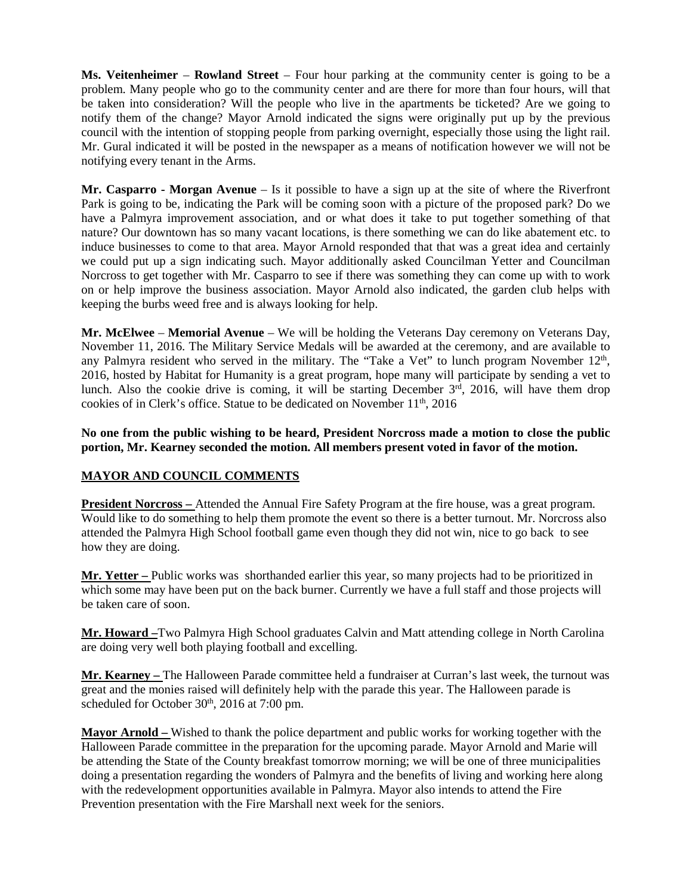**Ms. Veitenheimer** – **Rowland Street** – Four hour parking at the community center is going to be a problem. Many people who go to the community center and are there for more than four hours, will that be taken into consideration? Will the people who live in the apartments be ticketed? Are we going to notify them of the change? Mayor Arnold indicated the signs were originally put up by the previous council with the intention of stopping people from parking overnight, especially those using the light rail. Mr. Gural indicated it will be posted in the newspaper as a means of notification however we will not be notifying every tenant in the Arms.

**Mr. Casparro - Morgan Avenue** – Is it possible to have a sign up at the site of where the Riverfront Park is going to be, indicating the Park will be coming soon with a picture of the proposed park? Do we have a Palmyra improvement association, and or what does it take to put together something of that nature? Our downtown has so many vacant locations, is there something we can do like abatement etc. to induce businesses to come to that area. Mayor Arnold responded that that was a great idea and certainly we could put up a sign indicating such. Mayor additionally asked Councilman Yetter and Councilman Norcross to get together with Mr. Casparro to see if there was something they can come up with to work on or help improve the business association. Mayor Arnold also indicated, the garden club helps with keeping the burbs weed free and is always looking for help.

**Mr. McElwee** – **Memorial Avenue** – We will be holding the Veterans Day ceremony on Veterans Day, November 11, 2016. The Military Service Medals will be awarded at the ceremony, and are available to any Palmyra resident who served in the military. The "Take a Vet" to lunch program November 12th, 2016, hosted by Habitat for Humanity is a great program, hope many will participate by sending a vet to lunch. Also the cookie drive is coming, it will be starting December 3rd, 2016, will have them drop cookies of in Clerk's office. Statue to be dedicated on November 11th, 2016

**No one from the public wishing to be heard, President Norcross made a motion to close the public portion, Mr. Kearney seconded the motion. All members present voted in favor of the motion.**

## MAYOR AND COUNCIL COMMENTS

**President Norcross –** Attended the Annual Fire Safety Program at the fire house, was a great program. Would like to do something to help them promote the event so there is a better turnout. Mr. Norcross also attended the Palmyra High School football game even though they did not win, nice to go back to see how they are doing.

**Mr. Yetter –** Public works was shorthanded earlier this year, so many projects had to be prioritized in which some may have been put on the back burner. Currently we have a full staff and those projects will be taken care of soon.

**Mr. Howard –** Two Palmyra High School graduates Calvin and Matt attending college in North Carolina are doing very well both playing football and excelling.

**Mr. Kearney –** The Halloween Parade committee held a fundraiser at Curran's last week, the turnout was great and the monies raised will definitely help with the parade this year. The Halloween parade is scheduled for October 30th, 2016 at 7:00 pm.

**Mayor Arnold –** Wished to thank the police department and public works for working together with the Halloween Parade committee in the preparation for the upcoming parade. Mayor Arnold and Marie will be attending the State of the County breakfast tomorrow morning; we will be one of three municipalities doing a presentation regarding the wonders of Palmyra and the benefits of living and working here along with the redevelopment opportunities available in Palmyra. Mayor also intends to attend the Fire Prevention presentation with the Fire Marshall next week for the seniors.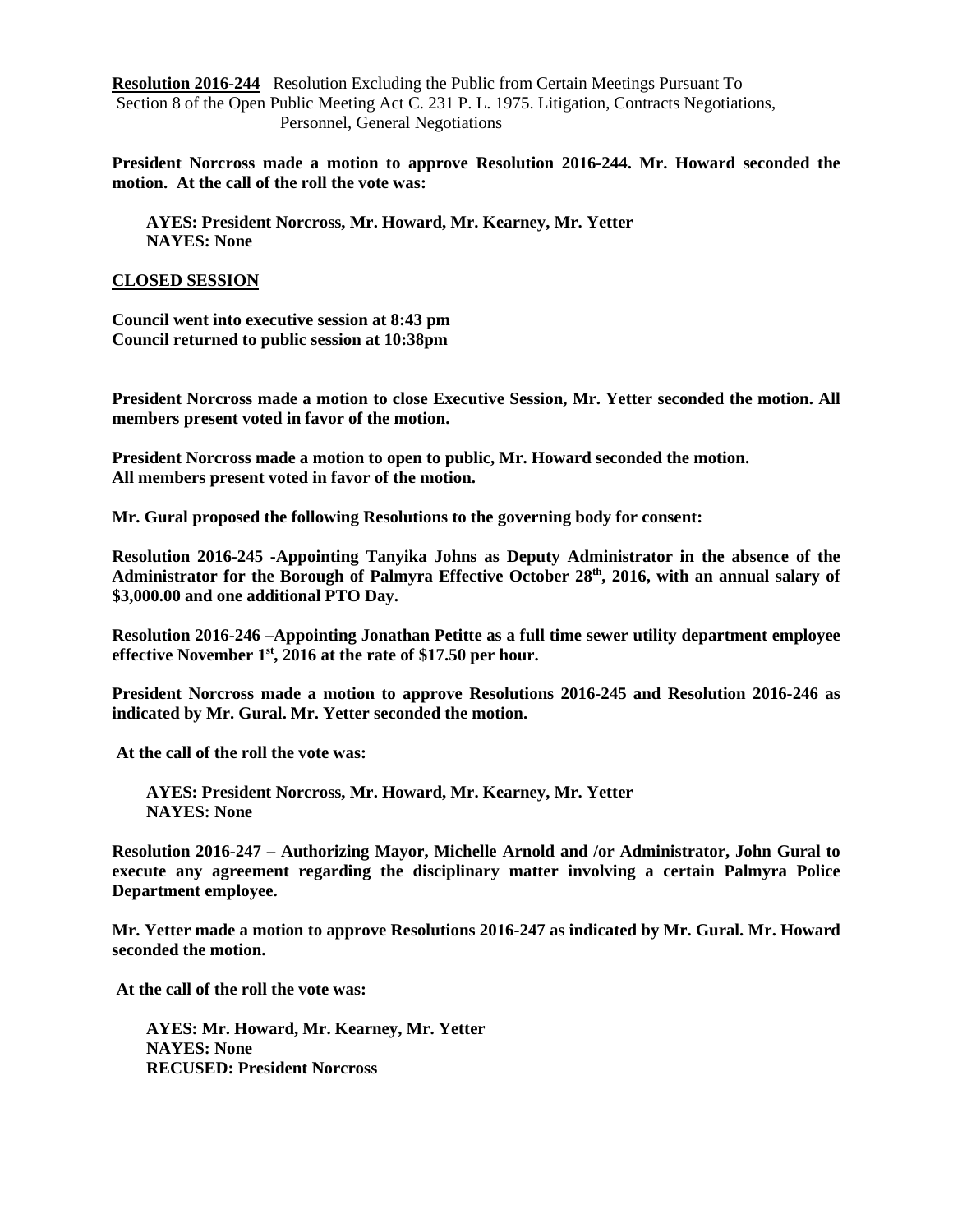**Resolution 2016-244** Resolution Excluding the Public from Certain Meetings Pursuant To Section 8 of the Open Public Meeting Act C. 231 P. L. 1975. Litigation, Contracts Negotiations, Personnel, General Negotiations

**President Norcross made a motion to approve Resolution 2016-244. Mr. Howard seconded the motion. At the call of the roll the vote was:**

**AYES: President Norcross, Mr. Howard, Mr. Kearney, Mr. Yetter**
**NAYES: None**

**CLOSED SESSION**

**Council went into executive session at 8:43 pm**
**Council returned to public session at 10:38pm**

**President Norcross made a motion to close Executive Session, Mr. Yetter seconded the motion. All members present voted in favor of the motion.**

**President Norcross made a motion to open to public, Mr. Howard seconded the motion. All members present voted in favor of the motion.**

**Mr. Gural proposed the following Resolutions to the governing body for consent:**

**Resolution 2016-245 -Appointing Tanyika Johns as Deputy Administrator in the absence of the Administrator for the Borough of Palmyra Effective October 28th, 2016, with an annual salary of $3,000.00 and one additional PTO Day.**

**Resolution 2016-246 –Appointing Jonathan Petitte as a full time sewer utility department employee effective November 1st, 2016 at the rate of $17.50 per hour.**

**President Norcross made a motion to approve Resolutions 2016-245 and Resolution 2016-246 as indicated by Mr. Gural. Mr. Yetter seconded the motion.**

**At the call of the roll the vote was:**

**AYES: President Norcross, Mr. Howard, Mr. Kearney, Mr. Yetter**
**NAYES: None**

**Resolution 2016-247 – Authorizing Mayor, Michelle Arnold and /or Administrator, John Gural to execute any agreement regarding the disciplinary matter involving a certain Palmyra Police Department employee.**

**Mr. Yetter made a motion to approve Resolutions 2016-247 as indicated by Mr. Gural. Mr. Howard seconded the motion.**

**At the call of the roll the vote was:**

**AYES: Mr. Howard, Mr. Kearney, Mr. Yetter**
**NAYES: None**
**RECUSED: President Norcross**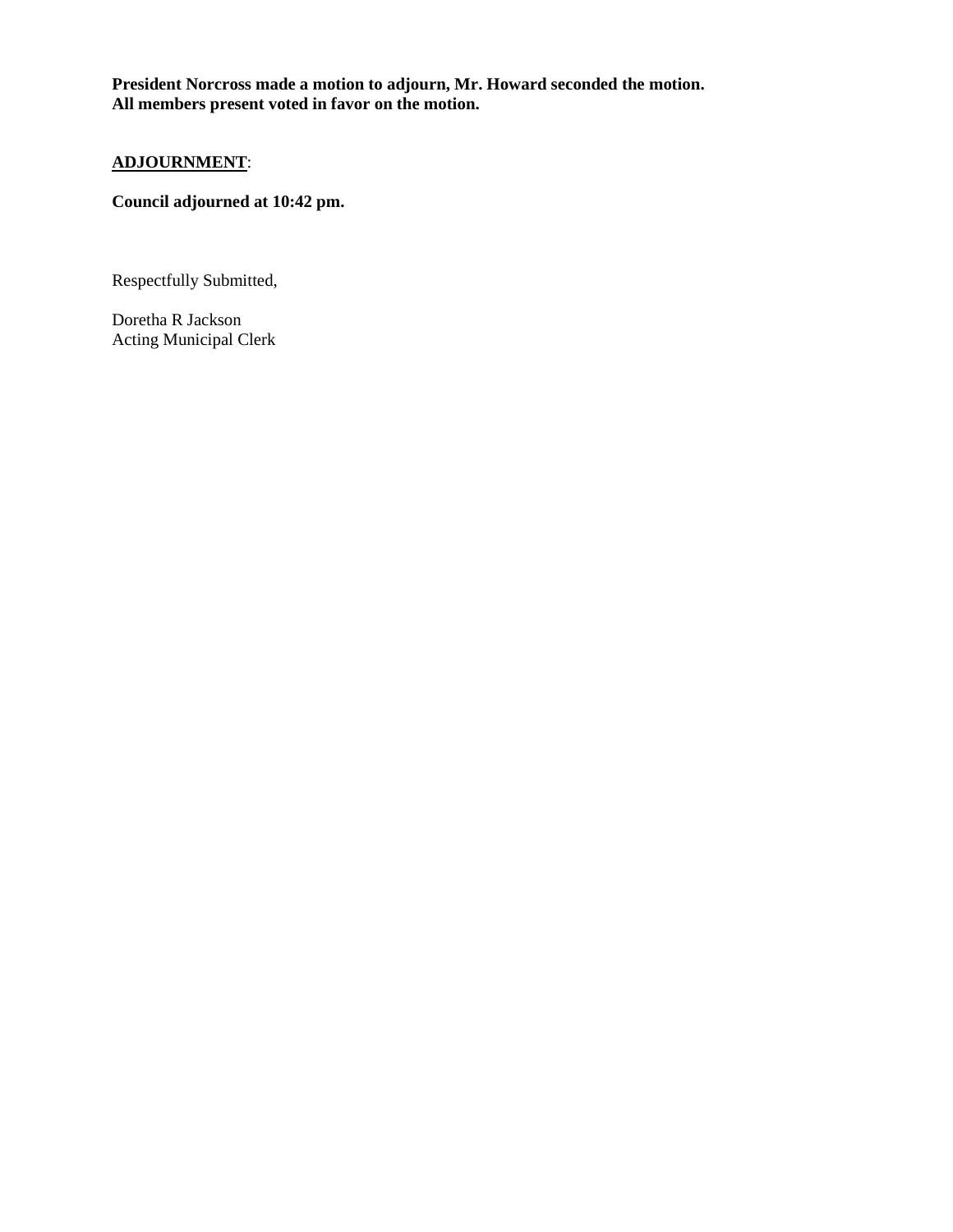**President Norcross made a motion to adjourn, Mr. Howard seconded the motion. All members present voted in favor on the motion.**

**ADJOURNMENT**:

**Council adjourned at 10:42 pm.**

Respectfully Submitted,

Doretha R Jackson
Acting Municipal Clerk